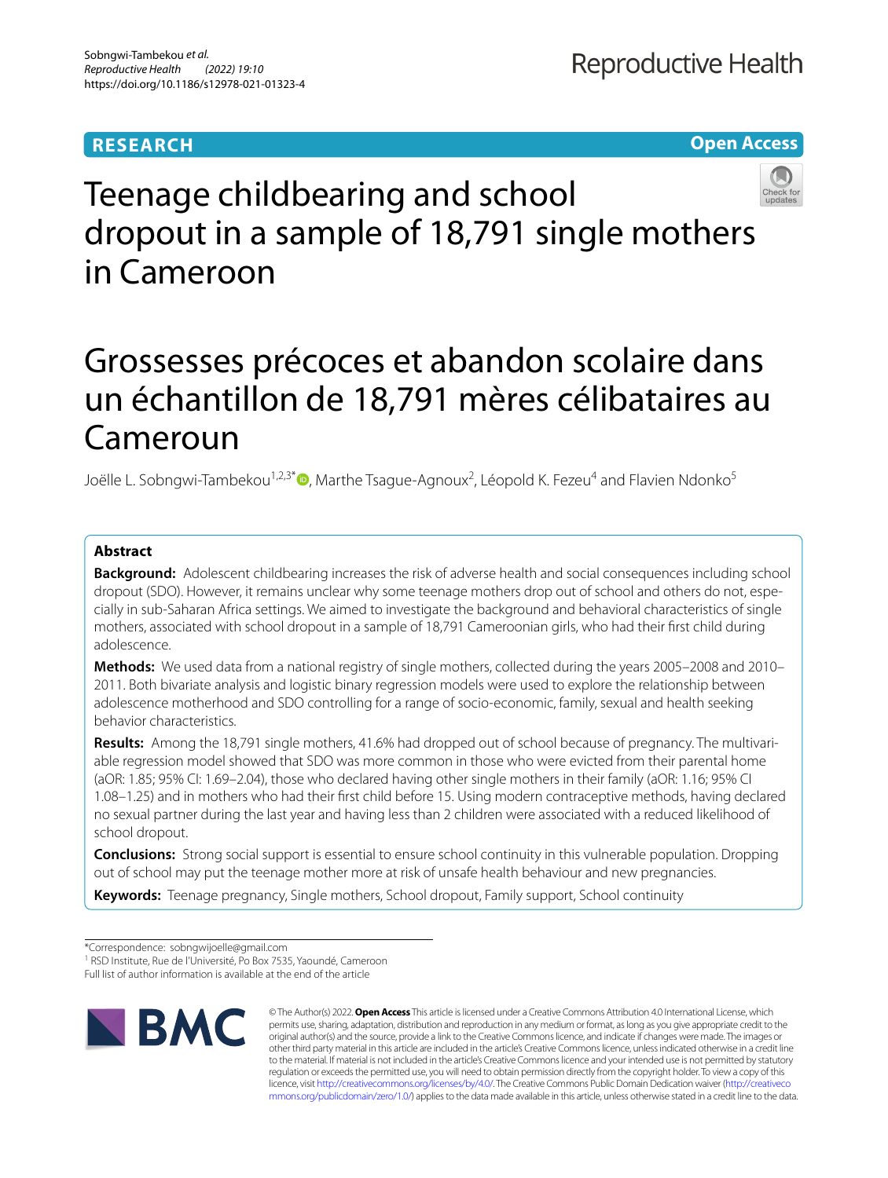**RESEARCH** **Open Access**

# Teenage childbearing and school dropout in a sample of 18,791 single mothers in Cameroon

# Grossesses précoces et abandon scolaire dans un échantillon de 18,791 mères célibataires au Cameroun

Joëlle L. Sobngwi-Tambekou[1,2,3*], Marthe Tsague-Agnoux[2], Léopold K. Fezeu[4] and Flavien Ndonko[5]

## Abstract

**Background:** Adolescent childbearing increases the risk of adverse health and social consequences including school dropout (SDO). However, it remains unclear why some teenage mothers drop out of school and others do not, especially in sub-Saharan Africa settings. We aimed to investigate the background and behavioral characteristics of single mothers, associated with school dropout in a sample of 18,791 Cameroonian girls, who had their first child during adolescence.

**Methods:** We used data from a national registry of single mothers, collected during the years 2005–2008 and 2010–2011. Both bivariate analysis and logistic binary regression models were used to explore the relationship between adolescence motherhood and SDO controlling for a range of socio-economic, family, sexual and health seeking behavior characteristics.

**Results:** Among the 18,791 single mothers, 41.6% had dropped out of school because of pregnancy. The multivariable regression model showed that SDO was more common in those who were evicted from their parental home (aOR: 1.85; 95% CI: 1.69–2.04), those who declared having other single mothers in their family (aOR: 1.16; 95% CI 1.08–1.25) and in mothers who had their first child before 15. Using modern contraceptive methods, having declared no sexual partner during the last year and having less than 2 children were associated with a reduced likelihood of school dropout.

**Conclusions:** Strong social support is essential to ensure school continuity in this vulnerable population. Dropping out of school may put the teenage mother more at risk of unsafe health behaviour and new pregnancies.

**Keywords:** Teenage pregnancy, Single mothers, School dropout, Family support, School continuity

*Correspondence: sobngwijoelle@gmail.com

[1] RSD Institute, Rue de l'Université, Po Box 7535, Yaoundé, Cameroon

Full list of author information is available at the end of the article

© The Author(s) 2022. **Open Access** This article is licensed under a Creative Commons Attribution 4.0 International License, which permits use, sharing, adaptation, distribution and reproduction in any medium or format, as long as you give appropriate credit to the original author(s) and the source, provide a link to the Creative Commons licence, and indicate if changes were made. The images or other third party material in this article are included in the article's Creative Commons licence, unless indicated otherwise in a credit line to the material. If material is not included in the article's Creative Commons licence and your intended use is not permitted by statutory regulation or exceeds the permitted use, you will need to obtain permission directly from the copyright holder. To view a copy of this licence, visit http://creativecommons.org/licenses/by/4.0/. The Creative Commons Public Domain Dedication waiver (http://creativecommons.org/publicdomain/zero/1.0/) applies to the data made available in this article, unless otherwise stated in a credit line to the data.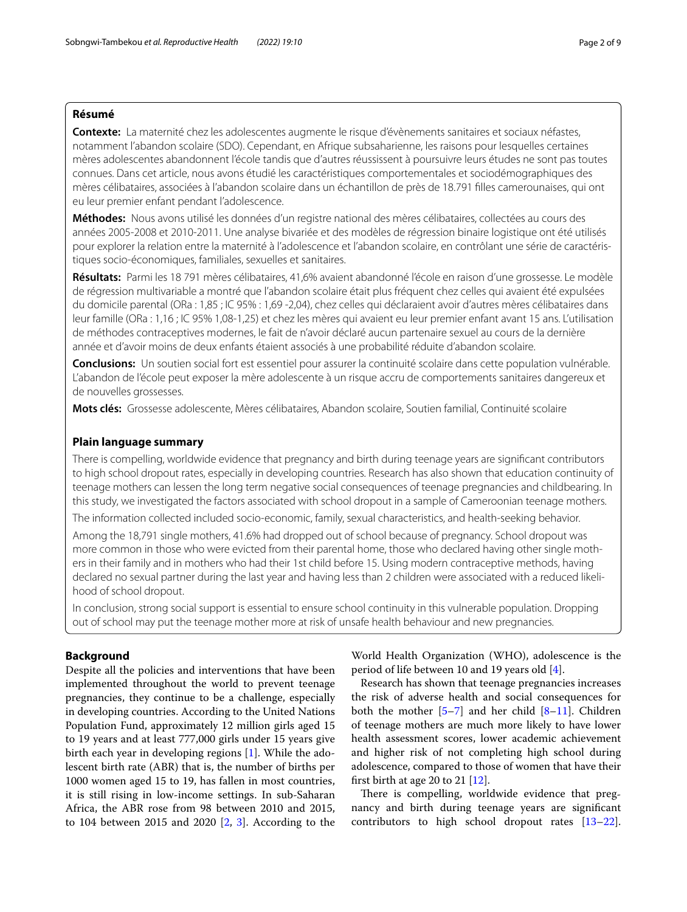## Résumé

**Contexte:** La maternité chez les adolescentes augmente le risque d'évènements sanitaires et sociaux néfastes, notamment l'abandon scolaire (SDO). Cependant, en Afrique subsaharienne, les raisons pour lesquelles certaines mères adolescentes abandonnent l'école tandis que d'autres réussissent à poursuivre leurs études ne sont pas toutes connues. Dans cet article, nous avons étudié les caractéristiques comportementales et sociodémographiques des mères célibataires, associées à l'abandon scolaire dans un échantillon de près de 18.791 filles camerounaises, qui ont eu leur premier enfant pendant l'adolescence.

**Méthodes:** Nous avons utilisé les données d'un registre national des mères célibataires, collectées au cours des années 2005-2008 et 2010-2011. Une analyse bivariée et des modèles de régression binaire logistique ont été utilisés pour explorer la relation entre la maternité à l'adolescence et l'abandon scolaire, en contrôlant une série de caractéristiques socio-économiques, familiales, sexuelles et sanitaires.

**Résultats:** Parmi les 18 791 mères célibataires, 41,6% avaient abandonné l'école en raison d'une grossesse. Le modèle de régression multivariable a montré que l'abandon scolaire était plus fréquent chez celles qui avaient été expulsées du domicile parental (ORa : 1,85 ; IC 95% : 1,69 -2,04), chez celles qui déclaraient avoir d'autres mères célibataires dans leur famille (ORa : 1,16 ; IC 95% 1,08-1,25) et chez les mères qui avaient eu leur premier enfant avant 15 ans. L'utilisation de méthodes contraceptives modernes, le fait de n'avoir déclaré aucun partenaire sexuel au cours de la dernière année et d'avoir moins de deux enfants étaient associés à une probabilité réduite d'abandon scolaire.

**Conclusions:** Un soutien social fort est essentiel pour assurer la continuité scolaire dans cette population vulnérable. L'abandon de l'école peut exposer la mère adolescente à un risque accru de comportements sanitaires dangereux et de nouvelles grossesses.

**Mots clés:** Grossesse adolescente, Mères célibataires, Abandon scolaire, Soutien familial, Continuité scolaire

## Plain language summary

There is compelling, worldwide evidence that pregnancy and birth during teenage years are significant contributors to high school dropout rates, especially in developing countries. Research has also shown that education continuity of teenage mothers can lessen the long term negative social consequences of teenage pregnancies and childbearing. In this study, we investigated the factors associated with school dropout in a sample of Cameroonian teenage mothers.

The information collected included socio-economic, family, sexual characteristics, and health-seeking behavior.

Among the 18,791 single mothers, 41.6% had dropped out of school because of pregnancy. School dropout was more common in those who were evicted from their parental home, those who declared having other single mothers in their family and in mothers who had their 1st child before 15. Using modern contraceptive methods, having declared no sexual partner during the last year and having less than 2 children were associated with a reduced likelihood of school dropout.

In conclusion, strong social support is essential to ensure school continuity in this vulnerable population. Dropping out of school may put the teenage mother more at risk of unsafe health behaviour and new pregnancies.

## Background

Despite all the policies and interventions that have been implemented throughout the world to prevent teenage pregnancies, they continue to be a challenge, especially in developing countries. According to the United Nations Population Fund, approximately 12 million girls aged 15 to 19 years and at least 777,000 girls under 15 years give birth each year in developing regions [1]. While the adolescent birth rate (ABR) that is, the number of births per 1000 women aged 15 to 19, has fallen in most countries, it is still rising in low-income settings. In sub-Saharan Africa, the ABR rose from 98 between 2010 and 2015, to 104 between 2015 and 2020 [2, 3]. According to the World Health Organization (WHO), adolescence is the period of life between 10 and 19 years old [4].

Research has shown that teenage pregnancies increases the risk of adverse health and social consequences for both the mother [5–7] and her child [8–11]. Children of teenage mothers are much more likely to have lower health assessment scores, lower academic achievement and higher risk of not completing high school during adolescence, compared to those of women that have their first birth at age 20 to 21 [12].

There is compelling, worldwide evidence that pregnancy and birth during teenage years are significant contributors to high school dropout rates [13–22].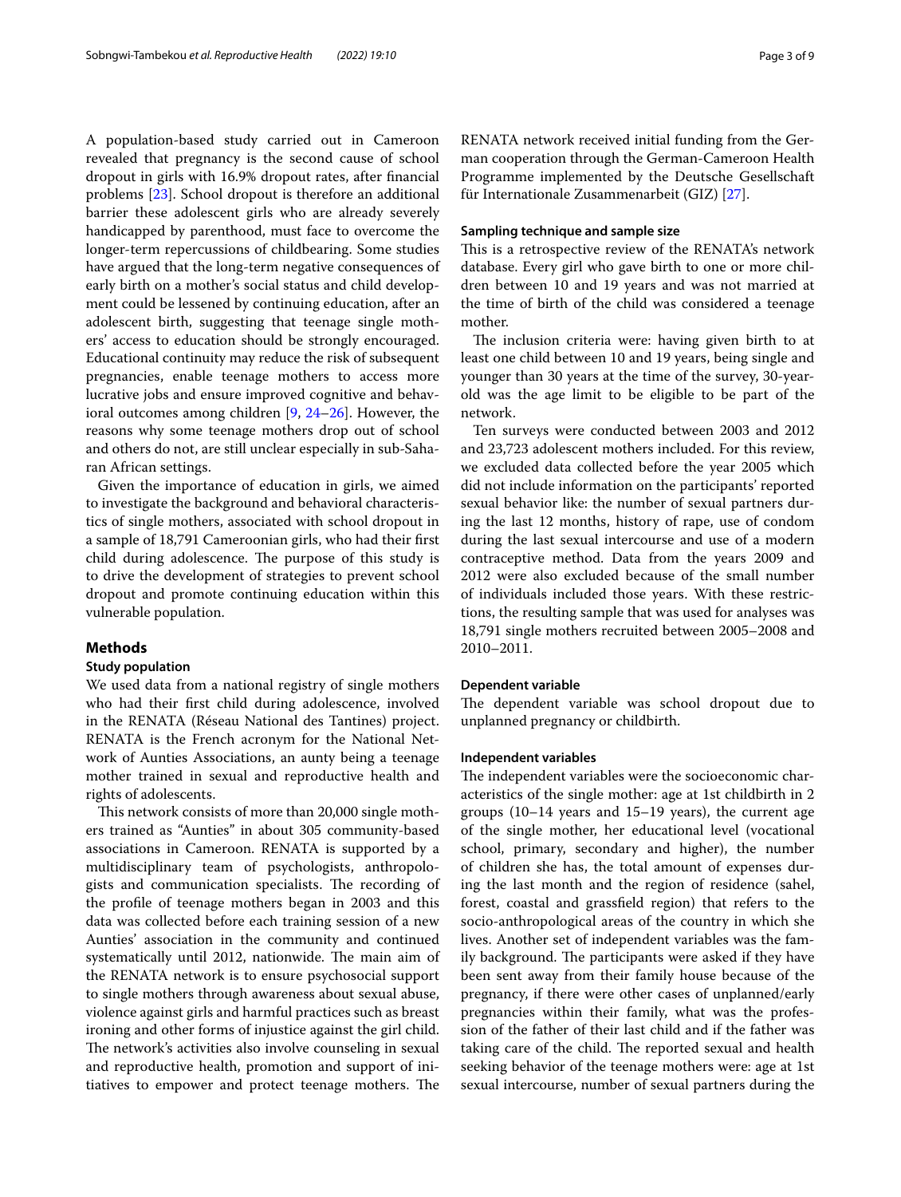A population-based study carried out in Cameroon revealed that pregnancy is the second cause of school dropout in girls with 16.9% dropout rates, after financial problems [23]. School dropout is therefore an additional barrier these adolescent girls who are already severely handicapped by parenthood, must face to overcome the longer-term repercussions of childbearing. Some studies have argued that the long-term negative consequences of early birth on a mother's social status and child development could be lessened by continuing education, after an adolescent birth, suggesting that teenage single mothers' access to education should be strongly encouraged. Educational continuity may reduce the risk of subsequent pregnancies, enable teenage mothers to access more lucrative jobs and ensure improved cognitive and behavioral outcomes among children [9, 24–26]. However, the reasons why some teenage mothers drop out of school and others do not, are still unclear especially in sub-Saharan African settings.

Given the importance of education in girls, we aimed to investigate the background and behavioral characteristics of single mothers, associated with school dropout in a sample of 18,791 Cameroonian girls, who had their first child during adolescence. The purpose of this study is to drive the development of strategies to prevent school dropout and promote continuing education within this vulnerable population.

## Methods

### Study population

We used data from a national registry of single mothers who had their first child during adolescence, involved in the RENATA (Réseau National des Tantines) project. RENATA is the French acronym for the National Network of Aunties Associations, an aunty being a teenage mother trained in sexual and reproductive health and rights of adolescents.

This network consists of more than 20,000 single mothers trained as "Aunties" in about 305 community-based associations in Cameroon. RENATA is supported by a multidisciplinary team of psychologists, anthropologists and communication specialists. The recording of the profile of teenage mothers began in 2003 and this data was collected before each training session of a new Aunties' association in the community and continued systematically until 2012, nationwide. The main aim of the RENATA network is to ensure psychosocial support to single mothers through awareness about sexual abuse, violence against girls and harmful practices such as breast ironing and other forms of injustice against the girl child. The network's activities also involve counseling in sexual and reproductive health, promotion and support of initiatives to empower and protect teenage mothers. The RENATA network received initial funding from the German cooperation through the German-Cameroon Health Programme implemented by the Deutsche Gesellschaft für Internationale Zusammenarbeit (GIZ) [27].

### Sampling technique and sample size

This is a retrospective review of the RENATA's network database. Every girl who gave birth to one or more children between 10 and 19 years and was not married at the time of birth of the child was considered a teenage mother.

The inclusion criteria were: having given birth to at least one child between 10 and 19 years, being single and younger than 30 years at the time of the survey, 30-year-old was the age limit to be eligible to be part of the network.

Ten surveys were conducted between 2003 and 2012 and 23,723 adolescent mothers included. For this review, we excluded data collected before the year 2005 which did not include information on the participants' reported sexual behavior like: the number of sexual partners during the last 12 months, history of rape, use of condom during the last sexual intercourse and use of a modern contraceptive method. Data from the years 2009 and 2012 were also excluded because of the small number of individuals included those years. With these restrictions, the resulting sample that was used for analyses was 18,791 single mothers recruited between 2005–2008 and 2010–2011.

### Dependent variable

The dependent variable was school dropout due to unplanned pregnancy or childbirth.

### Independent variables

The independent variables were the socioeconomic characteristics of the single mother: age at 1st childbirth in 2 groups (10–14 years and 15–19 years), the current age of the single mother, her educational level (vocational school, primary, secondary and higher), the number of children she has, the total amount of expenses during the last month and the region of residence (sahel, forest, coastal and grassfield region) that refers to the socio-anthropological areas of the country in which she lives. Another set of independent variables was the family background. The participants were asked if they have been sent away from their family house because of the pregnancy, if there were other cases of unplanned/early pregnancies within their family, what was the profession of the father of their last child and if the father was taking care of the child. The reported sexual and health seeking behavior of the teenage mothers were: age at 1st sexual intercourse, number of sexual partners during the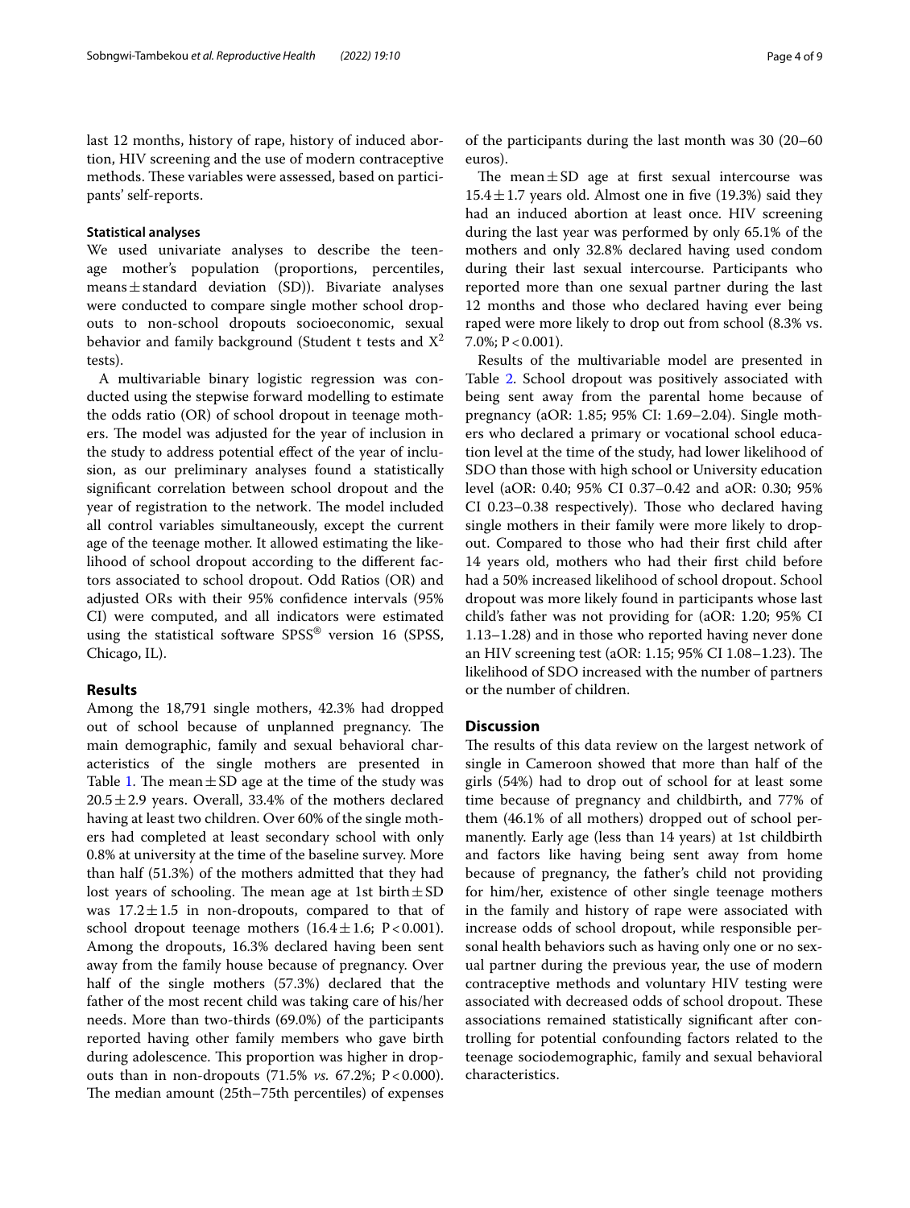last 12 months, history of rape, history of induced abortion, HIV screening and the use of modern contraceptive methods. These variables were assessed, based on participants' self-reports.

### Statistical analyses

We used univariate analyses to describe the teenage mother's population (proportions, percentiles, means ± standard deviation (SD)). Bivariate analyses were conducted to compare single mother school dropouts to non-school dropouts socioeconomic, sexual behavior and family background (Student t tests and $X^2$ tests).

A multivariable binary logistic regression was conducted using the stepwise forward modelling to estimate the odds ratio (OR) of school dropout in teenage mothers. The model was adjusted for the year of inclusion in the study to address potential effect of the year of inclusion, as our preliminary analyses found a statistically significant correlation between school dropout and the year of registration to the network. The model included all control variables simultaneously, except the current age of the teenage mother. It allowed estimating the likelihood of school dropout according to the different factors associated to school dropout. Odd Ratios (OR) and adjusted ORs with their 95% confidence intervals (95% CI) were computed, and all indicators were estimated using the statistical software SPSS® version 16 (SPSS, Chicago, IL).

## Results

Among the 18,791 single mothers, 42.3% had dropped out of school because of unplanned pregnancy. The main demographic, family and sexual behavioral characteristics of the single mothers are presented in Table 1. The mean ± SD age at the time of the study was 20.5 ± 2.9 years. Overall, 33.4% of the mothers declared having at least two children. Over 60% of the single mothers had completed at least secondary school with only 0.8% at university at the time of the baseline survey. More than half (51.3%) of the mothers admitted that they had lost years of schooling. The mean age at 1st birth ± SD was 17.2 ± 1.5 in non-dropouts, compared to that of school dropout teenage mothers (16.4 ± 1.6; $P < 0.001$). Among the dropouts, 16.3% declared having been sent away from the family house because of pregnancy. Over half of the single mothers (57.3%) declared that the father of the most recent child was taking care of his/her needs. More than two-thirds (69.0%) of the participants reported having other family members who gave birth during adolescence. This proportion was higher in dropouts than in non-dropouts (71.5% *vs.* 67.2%; $P < 0.000$). The median amount (25th–75th percentiles) of expenses of the participants during the last month was 30 (20–60 euros).

The mean ± SD age at first sexual intercourse was 15.4 ± 1.7 years old. Almost one in five (19.3%) said they had an induced abortion at least once. HIV screening during the last year was performed by only 65.1% of the mothers and only 32.8% declared having used condom during their last sexual intercourse. Participants who reported more than one sexual partner during the last 12 months and those who declared having ever being raped were more likely to drop out from school (8.3% vs. 7.0%; $P < 0.001$).

Results of the multivariable model are presented in Table 2. School dropout was positively associated with being sent away from the parental home because of pregnancy (aOR: 1.85; 95% CI: 1.69–2.04). Single mothers who declared a primary or vocational school education level at the time of the study, had lower likelihood of SDO than those with high school or University education level (aOR: 0.40; 95% CI 0.37–0.42 and aOR: 0.30; 95% CI 0.23–0.38 respectively). Those who declared having single mothers in their family were more likely to dropout. Compared to those who had their first child after 14 years old, mothers who had their first child before had a 50% increased likelihood of school dropout. School dropout was more likely found in participants whose last child's father was not providing for (aOR: 1.20; 95% CI 1.13–1.28) and in those who reported having never done an HIV screening test (aOR: 1.15; 95% CI 1.08–1.23). The likelihood of SDO increased with the number of partners or the number of children.

## Discussion

The results of this data review on the largest network of single in Cameroon showed that more than half of the girls (54%) had to drop out of school for at least some time because of pregnancy and childbirth, and 77% of them (46.1% of all mothers) dropped out of school permanently. Early age (less than 14 years) at 1st childbirth and factors like having being sent away from home because of pregnancy, the father's child not providing for him/her, existence of other single teenage mothers in the family and history of rape were associated with increase odds of school dropout, while responsible personal health behaviors such as having only one or no sexual partner during the previous year, the use of modern contraceptive methods and voluntary HIV testing were associated with decreased odds of school dropout. These associations remained statistically significant after controlling for potential confounding factors related to the teenage sociodemographic, family and sexual behavioral characteristics.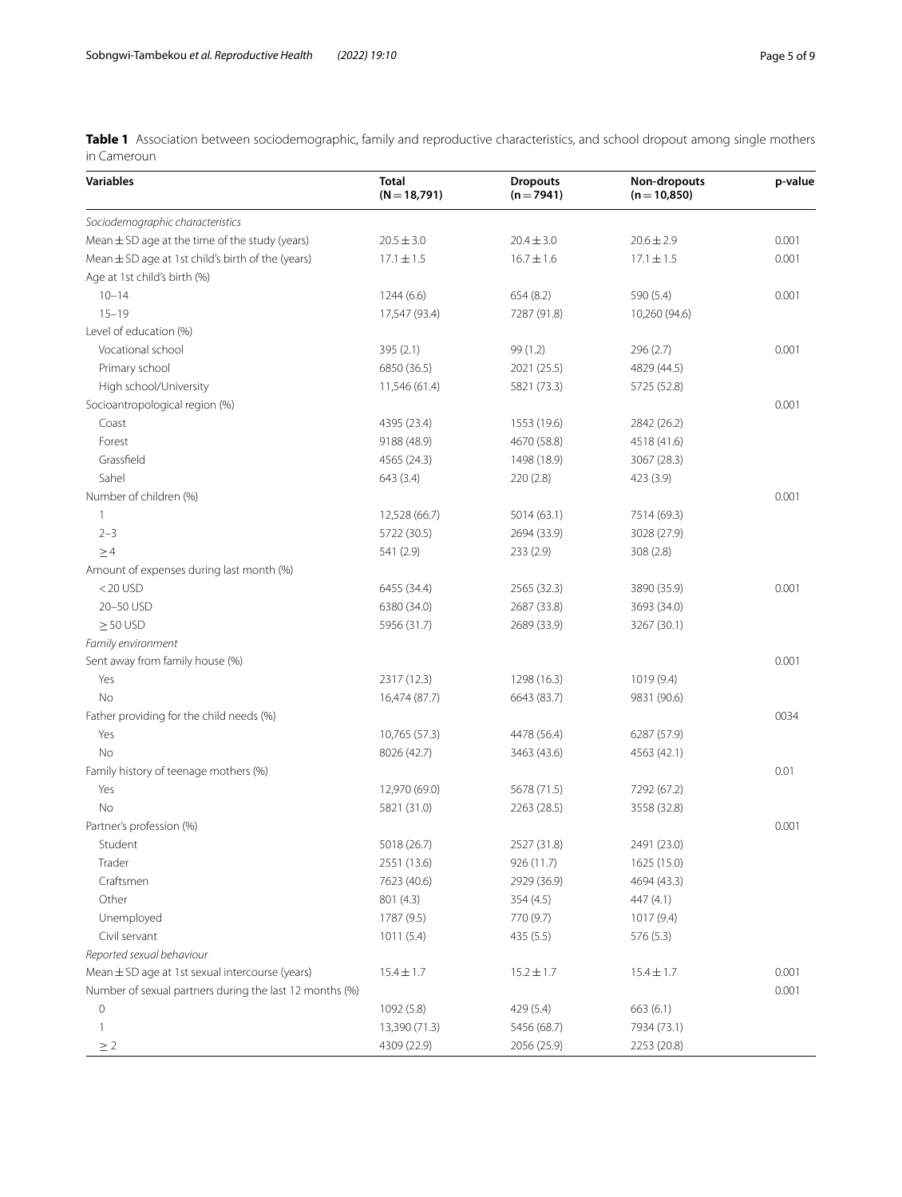**Table 1** Association between sociodemographic, family and reproductive characteristics, and school dropout among single mothers in Cameroun

| Variables | Total (N = 18,791) | Dropouts (n = 7941) | Non-dropouts (n = 10,850) | p-value |
|---|---|---|---|---|
| *Sociodemographic characteristics* | | | | |
| Mean ± SD age at the time of the study (years) | 20.5 ± 3.0 | 20.4 ± 3.0 | 20.6 ± 2.9 | 0.001 |
| Mean ± SD age at 1st child's birth of the (years) | 17.1 ± 1.5 | 16.7 ± 1.6 | 17.1 ± 1.5 | 0.001 |
| Age at 1st child's birth (%) | | | | |
| 10–14 | 1244 (6.6) | 654 (8.2) | 590 (5.4) | 0.001 |
| 15–19 | 17,547 (93.4) | 7287 (91.8) | 10,260 (94.6) | |
| Level of education (%) | | | | |
| Vocational school | 395 (2.1) | 99 (1.2) | 296 (2.7) | 0.001 |
| Primary school | 6850 (36.5) | 2021 (25.5) | 4829 (44.5) | |
| High school/University | 11,546 (61.4) | 5821 (73.3) | 5725 (52.8) | |
| Socioantropological region (%) | | | | 0.001 |
| Coast | 4395 (23.4) | 1553 (19.6) | 2842 (26.2) | |
| Forest | 9188 (48.9) | 4670 (58.8) | 4518 (41.6) | |
| Grassfield | 4565 (24.3) | 1498 (18.9) | 3067 (28.3) | |
| Sahel | 643 (3.4) | 220 (2.8) | 423 (3.9) | |
| Number of children (%) | | | | 0.001 |
| 1 | 12,528 (66.7) | 5014 (63.1) | 7514 (69.3) | |
| 2–3 | 5722 (30.5) | 2694 (33.9) | 3028 (27.9) | |
| ≥ 4 | 541 (2.9) | 233 (2.9) | 308 (2.8) | |
| Amount of expenses during last month (%) | | | | |
| < 20 USD | 6455 (34.4) | 2565 (32.3) | 3890 (35.9) | 0.001 |
| 20–50 USD | 6380 (34.0) | 2687 (33.8) | 3693 (34.0) | |
| ≥ 50 USD | 5956 (31.7) | 2689 (33.9) | 3267 (30.1) | |
| *Family environment* | | | | |
| Sent away from family house (%) | | | | 0.001 |
| Yes | 2317 (12.3) | 1298 (16.3) | 1019 (9.4) | |
| No | 16,474 (87.7) | 6643 (83.7) | 9831 (90.6) | |
| Father providing for the child needs (%) | | | | 0034 |
| Yes | 10,765 (57.3) | 4478 (56.4) | 6287 (57.9) | |
| No | 8026 (42.7) | 3463 (43.6) | 4563 (42.1) | |
| Family history of teenage mothers (%) | | | | 0.01 |
| Yes | 12,970 (69.0) | 5678 (71.5) | 7292 (67.2) | |
| No | 5821 (31.0) | 2263 (28.5) | 3558 (32.8) | |
| Partner's profession (%) | | | | 0.001 |
| Student | 5018 (26.7) | 2527 (31.8) | 2491 (23.0) | |
| Trader | 2551 (13.6) | 926 (11.7) | 1625 (15.0) | |
| Craftsmen | 7623 (40.6) | 2929 (36.9) | 4694 (43.3) | |
| Other | 801 (4.3) | 354 (4.5) | 447 (4.1) | |
| Unemployed | 1787 (9.5) | 770 (9.7) | 1017 (9.4) | |
| Civil servant | 1011 (5.4) | 435 (5.5) | 576 (5.3) | |
| *Reported sexual behaviour* | | | | |
| Mean ± SD age at 1st sexual intercourse (years) | 15.4 ± 1.7 | 15.2 ± 1.7 | 15.4 ± 1.7 | 0.001 |
| Number of sexual partners during the last 12 months (%) | | | | 0.001 |
| 0 | 1092 (5.8) | 429 (5.4) | 663 (6.1) | |
| 1 | 13,390 (71.3) | 5456 (68.7) | 7934 (73.1) | |
| ≥ 2 | 4309 (22.9) | 2056 (25.9) | 2253 (20.8) | |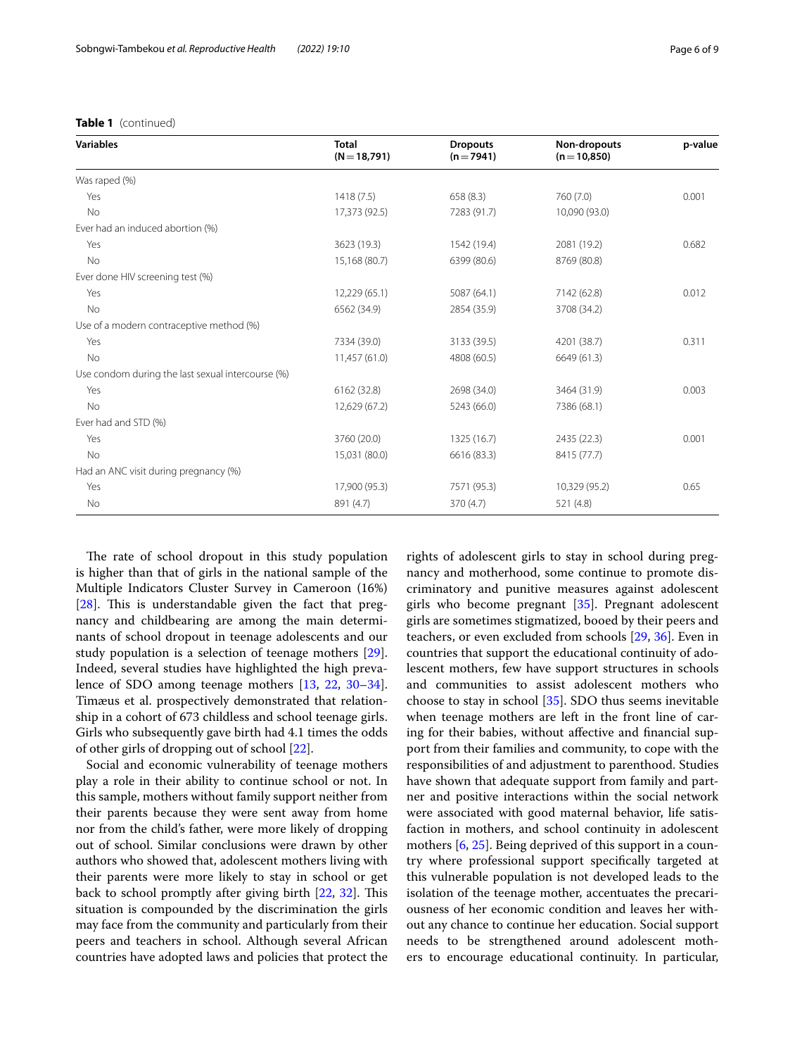**Table 1** (continued)

| Variables | Total (N = 18,791) | Dropouts (n = 7941) | Non-dropouts (n = 10,850) | p-value |
|---|---|---|---|---|
| Was raped (%) | | | | |
| Yes | 1418 (7.5) | 658 (8.3) | 760 (7.0) | 0.001 |
| No | 17,373 (92.5) | 7283 (91.7) | 10,090 (93.0) | |
| Ever had an induced abortion (%) | | | | |
| Yes | 3623 (19.3) | 1542 (19.4) | 2081 (19.2) | 0.682 |
| No | 15,168 (80.7) | 6399 (80.6) | 8769 (80.8) | |
| Ever done HIV screening test (%) | | | | |
| Yes | 12,229 (65.1) | 5087 (64.1) | 7142 (62.8) | 0.012 |
| No | 6562 (34.9) | 2854 (35.9) | 3708 (34.2) | |
| Use of a modern contraceptive method (%) | | | | |
| Yes | 7334 (39.0) | 3133 (39.5) | 4201 (38.7) | 0.311 |
| No | 11,457 (61.0) | 4808 (60.5) | 6649 (61.3) | |
| Use condom during the last sexual intercourse (%) | | | | |
| Yes | 6162 (32.8) | 2698 (34.0) | 3464 (31.9) | 0.003 |
| No | 12,629 (67.2) | 5243 (66.0) | 7386 (68.1) | |
| Ever had and STD (%) | | | | |
| Yes | 3760 (20.0) | 1325 (16.7) | 2435 (22.3) | 0.001 |
| No | 15,031 (80.0) | 6616 (83.3) | 8415 (77.7) | |
| Had an ANC visit during pregnancy (%) | | | | |
| Yes | 17,900 (95.3) | 7571 (95.3) | 10,329 (95.2) | 0.65 |
| No | 891 (4.7) | 370 (4.7) | 521 (4.8) | |

The rate of school dropout in this study population is higher than that of girls in the national sample of the Multiple Indicators Cluster Survey in Cameroon (16%) [28]. This is understandable given the fact that pregnancy and childbearing are among the main determinants of school dropout in teenage adolescents and our study population is a selection of teenage mothers [29]. Indeed, several studies have highlighted the high prevalence of SDO among teenage mothers [13, 22, 30–34]. Timæus et al. prospectively demonstrated that relationship in a cohort of 673 childless and school teenage girls. Girls who subsequently gave birth had 4.1 times the odds of other girls of dropping out of school [22].

Social and economic vulnerability of teenage mothers play a role in their ability to continue school or not. In this sample, mothers without family support neither from their parents because they were sent away from home nor from the child's father, were more likely of dropping out of school. Similar conclusions were drawn by other authors who showed that, adolescent mothers living with their parents were more likely to stay in school or get back to school promptly after giving birth [22, 32]. This situation is compounded by the discrimination the girls may face from the community and particularly from their peers and teachers in school. Although several African countries have adopted laws and policies that protect the rights of adolescent girls to stay in school during pregnancy and motherhood, some continue to promote discriminatory and punitive measures against adolescent girls who become pregnant [35]. Pregnant adolescent girls are sometimes stigmatized, booed by their peers and teachers, or even excluded from schools [29, 36]. Even in countries that support the educational continuity of adolescent mothers, few have support structures in schools and communities to assist adolescent mothers who choose to stay in school [35]. SDO thus seems inevitable when teenage mothers are left in the front line of caring for their babies, without affective and financial support from their families and community, to cope with the responsibilities of and adjustment to parenthood. Studies have shown that adequate support from family and partner and positive interactions within the social network were associated with good maternal behavior, life satisfaction in mothers, and school continuity in adolescent mothers [6, 25]. Being deprived of this support in a country where professional support specifically targeted at this vulnerable population is not developed leads to the isolation of the teenage mother, accentuates the precariousness of her economic condition and leaves her without any chance to continue her education. Social support needs to be strengthened around adolescent mothers to encourage educational continuity. In particular,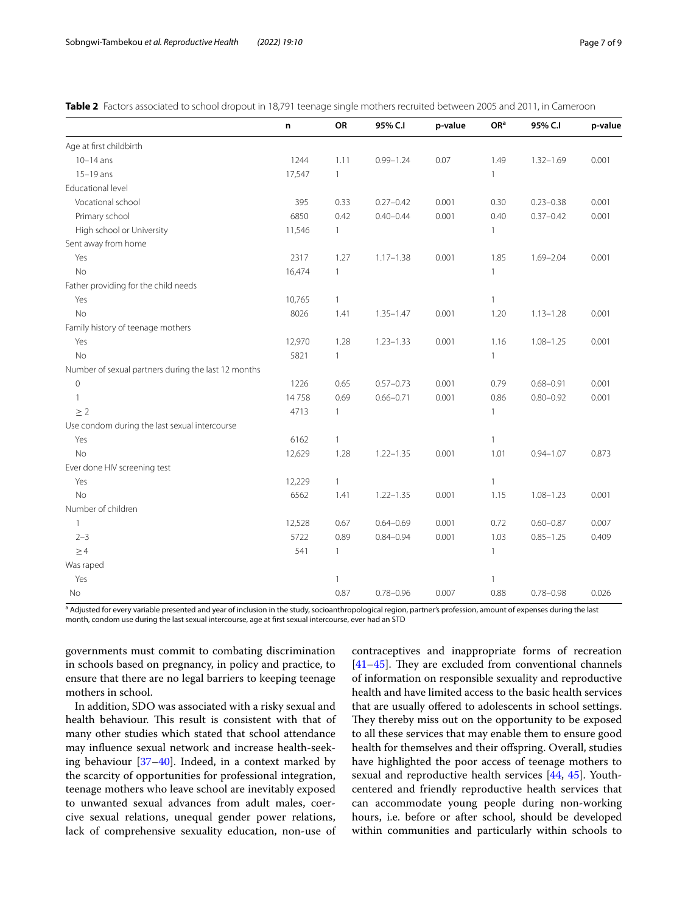**Table 2** Factors associated to school dropout in 18,791 teenage single mothers recruited between 2005 and 2011, in Cameroon

| | n | OR | 95% C.I | p-value | OR[a] | 95% C.I | p-value |
|---|---|---|---|---|---|---|---|
| Age at first childbirth | | | | | | | |
| 10–14 ans | 1244 | 1.11 | 0.99–1.24 | 0.07 | 1.49 | 1.32–1.69 | 0.001 |
| 15–19 ans | 17,547 | 1 | | | 1 | | |
| Educational level | | | | | | | |
| Vocational school | 395 | 0.33 | 0.27–0.42 | 0.001 | 0.30 | 0.23–0.38 | 0.001 |
| Primary school | 6850 | 0.42 | 0.40–0.44 | 0.001 | 0.40 | 0.37–0.42 | 0.001 |
| High school or University | 11,546 | 1 | | | 1 | | |
| Sent away from home | | | | | | | |
| Yes | 2317 | 1.27 | 1.17–1.38 | 0.001 | 1.85 | 1.69–2.04 | 0.001 |
| No | 16,474 | 1 | | | 1 | | |
| Father providing for the child needs | | | | | | | |
| Yes | 10,765 | 1 | | | 1 | | |
| No | 8026 | 1.41 | 1.35–1.47 | 0.001 | 1.20 | 1.13–1.28 | 0.001 |
| Family history of teenage mothers | | | | | | | |
| Yes | 12,970 | 1.28 | 1.23–1.33 | 0.001 | 1.16 | 1.08–1.25 | 0.001 |
| No | 5821 | 1 | | | 1 | | |
| Number of sexual partners during the last 12 months | | | | | | | |
| 0 | 1226 | 0.65 | 0.57–0.73 | 0.001 | 0.79 | 0.68–0.91 | 0.001 |
| 1 | 14 758 | 0.69 | 0.66–0.71 | 0.001 | 0.86 | 0.80–0.92 | 0.001 |
| ≥ 2 | 4713 | 1 | | | 1 | | |
| Use condom during the last sexual intercourse | | | | | | | |
| Yes | 6162 | 1 | | | 1 | | |
| No | 12,629 | 1.28 | 1.22–1.35 | 0.001 | 1.01 | 0.94–1.07 | 0.873 |
| Ever done HIV screening test | | | | | | | |
| Yes | 12,229 | 1 | | | 1 | | |
| No | 6562 | 1.41 | 1.22–1.35 | 0.001 | 1.15 | 1.08–1.23 | 0.001 |
| Number of children | | | | | | | |
| 1 | 12,528 | 0.67 | 0.64–0.69 | 0.001 | 0.72 | 0.60–0.87 | 0.007 |
| 2–3 | 5722 | 0.89 | 0.84–0.94 | 0.001 | 1.03 | 0.85–1.25 | 0.409 |
| ≥ 4 | 541 | 1 | | | 1 | | |
| Was raped | | | | | | | |
| Yes | | 1 | | | 1 | | |
| No | | 0.87 | 0.78–0.96 | 0.007 | 0.88 | 0.78–0.98 | 0.026 |

[a] Adjusted for every variable presented and year of inclusion in the study, socioanthropological region, partner's profession, amount of expenses during the last month, condom use during the last sexual intercourse, age at first sexual intercourse, ever had an STD

governments must commit to combating discrimination in schools based on pregnancy, in policy and practice, to ensure that there are no legal barriers to keeping teenage mothers in school.

In addition, SDO was associated with a risky sexual and health behaviour. This result is consistent with that of many other studies which stated that school attendance may influence sexual network and increase health-seeking behaviour [37–40]. Indeed, in a context marked by the scarcity of opportunities for professional integration, teenage mothers who leave school are inevitably exposed to unwanted sexual advances from adult males, coercive sexual relations, unequal gender power relations, lack of comprehensive sexuality education, non-use of contraceptives and inappropriate forms of recreation [41–45]. They are excluded from conventional channels of information on responsible sexuality and reproductive health and have limited access to the basic health services that are usually offered to adolescents in school settings. They thereby miss out on the opportunity to be exposed to all these services that may enable them to ensure good health for themselves and their offspring. Overall, studies have highlighted the poor access of teenage mothers to sexual and reproductive health services [44, 45]. Youth-centered and friendly reproductive health services that can accommodate young people during non-working hours, i.e. before or after school, should be developed within communities and particularly within schools to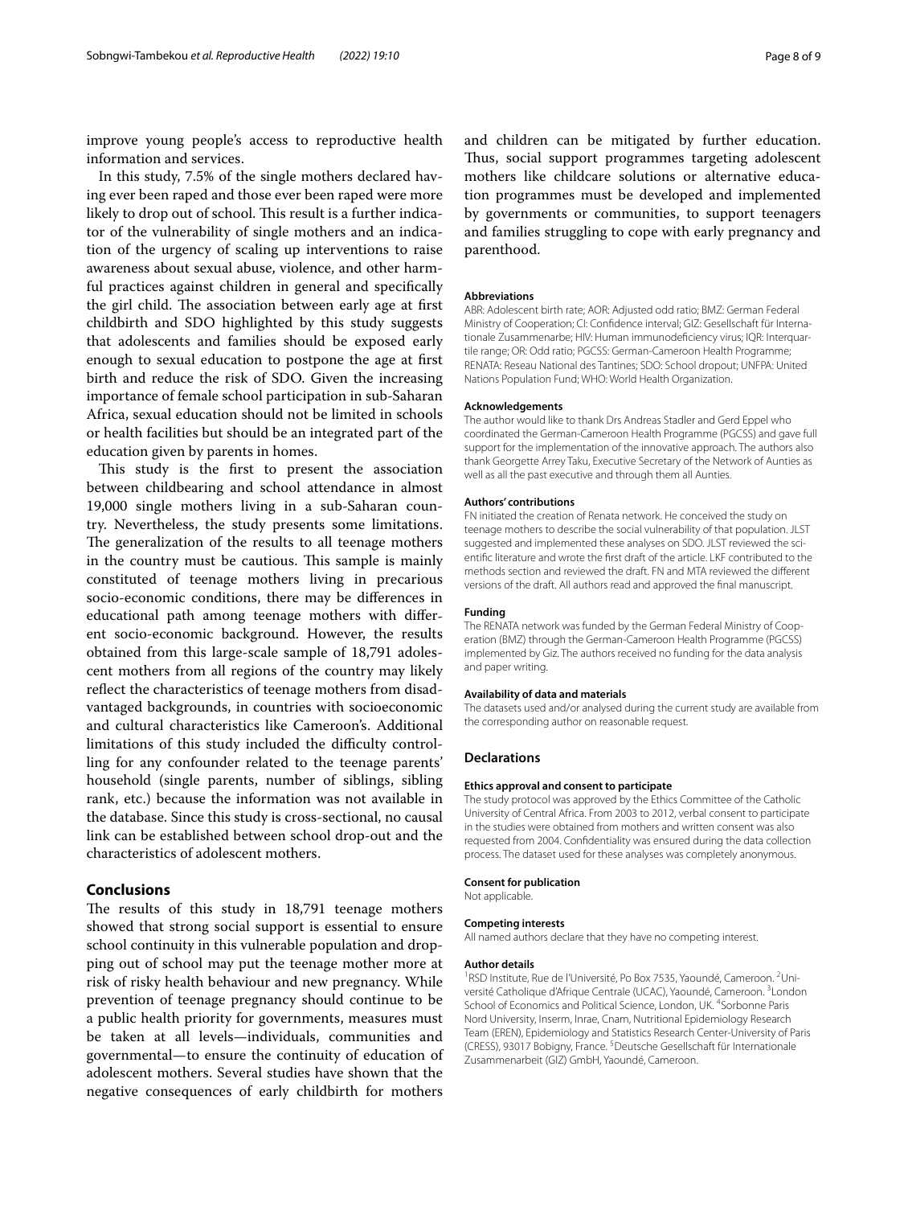improve young people's access to reproductive health information and services.

In this study, 7.5% of the single mothers declared having ever been raped and those ever been raped were more likely to drop out of school. This result is a further indicator of the vulnerability of single mothers and an indication of the urgency of scaling up interventions to raise awareness about sexual abuse, violence, and other harmful practices against children in general and specifically the girl child. The association between early age at first childbirth and SDO highlighted by this study suggests that adolescents and families should be exposed early enough to sexual education to postpone the age at first birth and reduce the risk of SDO. Given the increasing importance of female school participation in sub-Saharan Africa, sexual education should not be limited in schools or health facilities but should be an integrated part of the education given by parents in homes.

This study is the first to present the association between childbearing and school attendance in almost 19,000 single mothers living in a sub-Saharan country. Nevertheless, the study presents some limitations. The generalization of the results to all teenage mothers in the country must be cautious. This sample is mainly constituted of teenage mothers living in precarious socio-economic conditions, there may be differences in educational path among teenage mothers with different socio-economic background. However, the results obtained from this large-scale sample of 18,791 adolescent mothers from all regions of the country may likely reflect the characteristics of teenage mothers from disadvantaged backgrounds, in countries with socioeconomic and cultural characteristics like Cameroon's. Additional limitations of this study included the difficulty controlling for any confounder related to the teenage parents' household (single parents, number of siblings, sibling rank, etc.) because the information was not available in the database. Since this study is cross-sectional, no causal link can be established between school drop-out and the characteristics of adolescent mothers.

## Conclusions

The results of this study in 18,791 teenage mothers showed that strong social support is essential to ensure school continuity in this vulnerable population and dropping out of school may put the teenage mother more at risk of risky health behaviour and new pregnancy. While prevention of teenage pregnancy should continue to be a public health priority for governments, measures must be taken at all levels—individuals, communities and governmental—to ensure the continuity of education of adolescent mothers. Several studies have shown that the negative consequences of early childbirth for mothers and children can be mitigated by further education. Thus, social support programmes targeting adolescent mothers like childcare solutions or alternative education programmes must be developed and implemented by governments or communities, to support teenagers and families struggling to cope with early pregnancy and parenthood.

#### Abbreviations

ABR: Adolescent birth rate; AOR: Adjusted odd ratio; BMZ: German Federal Ministry of Cooperation; CI: Confidence interval; GIZ: Gesellschaft für Internationale Zusammenarbeit; HIV: Human immunodeficiency virus; IQR: Interquartile range; OR: Odd ratio; PGCSS: German-Cameroon Health Programme; RENATA: Reseau National des Tantines; SDO: School dropout; UNFPA: United Nations Population Fund; WHO: World Health Organization.

#### Acknowledgements

The author would like to thank Drs Andreas Stadler and Gerd Eppel who coordinated the German-Cameroon Health Programme (PGCSS) and gave full support for the implementation of the innovative approach. The authors also thank Georgette Arrey Taku, Executive Secretary of the Network of Aunties as well as all the past executive and through them all Aunties.

#### Authors' contributions

FN initiated the creation of Renata network. He conceived the study on teenage mothers to describe the social vulnerability of that population. JLST suggested and implemented these analyses on SDO. JLST reviewed the scientific literature and wrote the first draft of the article. LKF contributed to the methods section and reviewed the draft. FN and MTA reviewed the different versions of the draft. All authors read and approved the final manuscript.

#### Funding

The RENATA network was funded by the German Federal Ministry of Cooperation (BMZ) through the German-Cameroon Health Programme (PGCSS) implemented by Giz. The authors received no funding for the data analysis and paper writing.

#### Availability of data and materials

The datasets used and/or analysed during the current study are available from the corresponding author on reasonable request.

### Declarations

#### Ethics approval and consent to participate

The study protocol was approved by the Ethics Committee of the Catholic University of Central Africa. From 2003 to 2012, verbal consent to participate in the studies were obtained from mothers and written consent was also requested from 2004. Confidentiality was ensured during the data collection process. The dataset used for these analyses was completely anonymous.

#### Consent for publication

Not applicable.

#### Competing interests

All named authors declare that they have no competing interest.

#### Author details

[1]RSD Institute, Rue de l'Université, Po Box 7535, Yaoundé, Cameroon. [2]Université Catholique d'Afrique Centrale (UCAC), Yaoundé, Cameroon. [3]London School of Economics and Political Science, London, UK. [4]Sorbonne Paris Nord University, Inserm, Inrae, Cnam, Nutritional Epidemiology Research Team (EREN), Epidemiology and Statistics Research Center-University of Paris (CRESS), 93017 Bobigny, France. [5]Deutsche Gesellschaft für Internationale Zusammenarbeit (GIZ) GmbH, Yaoundé, Cameroon.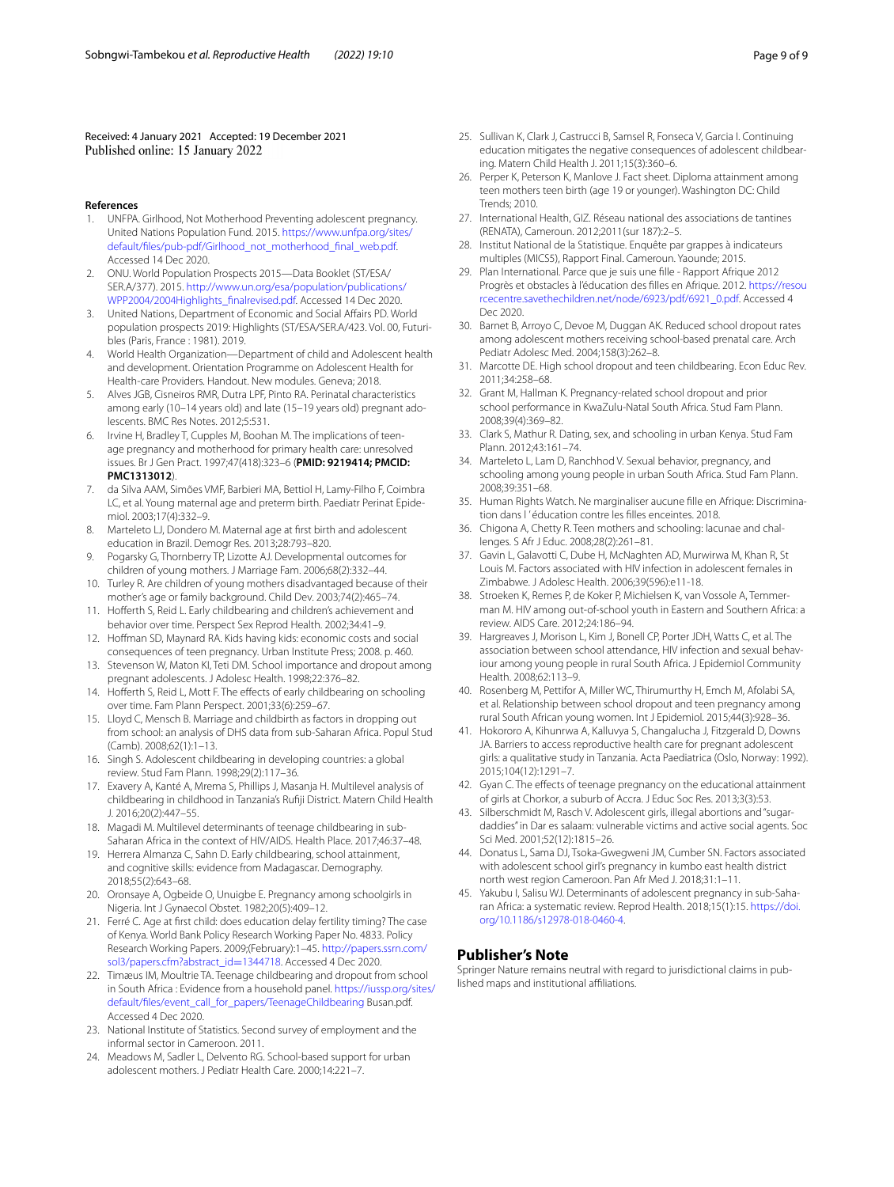Received: 4 January 2021 Accepted: 19 December 2021
Published online: 15 January 2022

## References

1. UNFPA. Girlhood, Not Motherhood Preventing adolescent pregnancy. United Nations Population Fund. 2015. https://www.unfpa.org/sites/default/files/pub-pdf/Girlhood_not_motherhood_final_web.pdf. Accessed 14 Dec 2020.
2. ONU. World Population Prospects 2015—Data Booklet (ST/ESA/SER.A/377). 2015. http://www.un.org/esa/population/publications/WPP2004/2004Highlights_finalrevised.pdf. Accessed 14 Dec 2020.
3. United Nations, Department of Economic and Social Affairs PD. World population prospects 2019: Highlights (ST/ESA/SER.A/423. Vol. 00, Futuribles (Paris, France : 1981). 2019.
4. World Health Organization—Department of child and Adolescent health and development. Orientation Programme on Adolescent Health for Health-care Providers. Handout. New modules. Geneva; 2018.
5. Alves JGB, Cisneiros RMR, Dutra LPF, Pinto RA. Perinatal characteristics among early (10–14 years old) and late (15–19 years old) pregnant adolescents. BMC Res Notes. 2012;5:531.
6. Irvine H, Bradley T, Cupples M, Boohan M. The implications of teenage pregnancy and motherhood for primary health care: unresolved issues. Br J Gen Pract. 1997;47(418):323–6 (**PMID: 9219414; PMCID: PMC1313012**).
7. da Silva AAM, Simões VMF, Barbieri MA, Bettiol H, Lamy-Filho F, Coimbra LC, et al. Young maternal age and preterm birth. Paediatr Perinat Epidemiol. 2003;17(4):332–9.
8. Marteleto LJ, Dondero M. Maternal age at first birth and adolescent education in Brazil. Demogr Res. 2013;28:793–820.
9. Pogarsky G, Thornberry TP, Lizotte AJ. Developmental outcomes for children of young mothers. J Marriage Fam. 2006;68(2):332–44.
10. Turley R. Are children of young mothers disadvantaged because of their mother's age or family background. Child Dev. 2003;74(2):465–74.
11. Hofferth S, Reid L. Early childbearing and children's achievement and behavior over time. Perspect Sex Reprod Health. 2002;34:41–9.
12. Hoffman SD, Maynard RA. Kids having kids: economic costs and social consequences of teen pregnancy. Urban Institute Press; 2008. p. 460.
13. Stevenson W, Maton KI, Teti DM. School importance and dropout among pregnant adolescents. J Adolesc Health. 1998;22:376–82.
14. Hofferth S, Reid L, Mott F. The effects of early childbearing on schooling over time. Fam Plann Perspect. 2001;33(6):259–67.
15. Lloyd C, Mensch B. Marriage and childbirth as factors in dropping out from school: an analysis of DHS data from sub-Saharan Africa. Popul Stud (Camb). 2008;62(1):1–13.
16. Singh S. Adolescent childbearing in developing countries: a global review. Stud Fam Plann. 1998;29(2):117–36.
17. Exavery A, Kanté A, Mrema S, Phillips J, Masanja H. Multilevel analysis of childbearing in childhood in Tanzania's Rufiji District. Matern Child Health J. 2016;20(2):447–55.
18. Magadi M. Multilevel determinants of teenage childbearing in sub-Saharan Africa in the context of HIV/AIDS. Health Place. 2017;46:37–48.
19. Herrera Almanza C, Sahn D. Early childbearing, school attainment, and cognitive skills: evidence from Madagascar. Demography. 2018;55(2):643–68.
20. Oronsaye A, Ogbeide O, Unuigbe E. Pregnancy among schoolgirls in Nigeria. Int J Gynaecol Obstet. 1982;20(5):409–12.
21. Ferré C. Age at first child: does education delay fertility timing? The case of Kenya. World Bank Policy Research Working Paper No. 4833. Policy Research Working Papers. 2009;(February):1–45. http://papers.ssrn.com/sol3/papers.cfm?abstract_id=1344718. Accessed 4 Dec 2020.
22. Timæus IM, Moultrie TA. Teenage childbearing and dropout from school in South Africa : Evidence from a household panel. https://iussp.org/sites/default/files/event_call_for_papers/TeenageChildbearing Busan.pdf. Accessed 4 Dec 2020.
23. National Institute of Statistics. Second survey of employment and the informal sector in Cameroon. 2011.
24. Meadows M, Sadler L, Delvento RG. School-based support for urban adolescent mothers. J Pediatr Health Care. 2000;14:221–7.
25. Sullivan K, Clark J, Castrucci B, Samsel R, Fonseca V, Garcia I. Continuing education mitigates the negative consequences of adolescent childbearing. Matern Child Health J. 2011;15(3):360–6.
26. Perper K, Peterson K, Manlove J. Fact sheet. Diploma attainment among teen mothers teen birth (age 19 or younger). Washington DC: Child Trends; 2010.
27. International Health, GIZ. Réseau national des associations de tantines (RENATA), Cameroun. 2012;2011(sur 187):2–5.
28. Institut National de la Statistique. Enquête par grappes à indicateurs multiples (MICS5), Rapport Final. Cameroun. Yaounde; 2015.
29. Plan International. Parce que je suis une fille - Rapport Afrique 2012 Progrès et obstacles à l'éducation des filles en Afrique. 2012. https://resourcecentre.savethechildren.net/node/6923/pdf/6921_0.pdf. Accessed 4 Dec 2020.
30. Barnet B, Arroyo C, Devoe M, Duggan AK. Reduced school dropout rates among adolescent mothers receiving school-based prenatal care. Arch Pediatr Adolesc Med. 2004;158(3):262–8.
31. Marcotte DE. High school dropout and teen childbearing. Econ Educ Rev. 2011;34:258–68.
32. Grant M, Hallman K. Pregnancy-related school dropout and prior school performance in KwaZulu-Natal South Africa. Stud Fam Plann. 2008;39(4):369–82.
33. Clark S, Mathur R. Dating, sex, and schooling in urban Kenya. Stud Fam Plann. 2012;43:161–74.
34. Marteleto L, Lam D, Ranchhod V. Sexual behavior, pregnancy, and schooling among young people in urban South Africa. Stud Fam Plann. 2008;39:351–68.
35. Human Rights Watch. Ne marginaliser aucune fille en Afrique: Discrimination dans l ' éducation contre les filles enceintes. 2018.
36. Chigona A, Chetty R. Teen mothers and schooling: lacunae and challenges. S Afr J Educ. 2008;28(2):261–81.
37. Gavin L, Galavotti C, Dube H, McNaghten AD, Murwirwa M, Khan R, St Louis M. Factors associated with HIV infection in adolescent females in Zimbabwe. J Adolesc Health. 2006;39(596):e11-18.
38. Stroeken K, Remes P, de Koker P, Michielsen K, van Vossole A, Temmerman M. HIV among out-of-school youth in Eastern and Southern Africa: a review. AIDS Care. 2012;24:186–94.
39. Hargreaves J, Morison L, Kim J, Bonell CP, Porter JDH, Watts C, et al. The association between school attendance, HIV infection and sexual behaviour among young people in rural South Africa. J Epidemiol Community Health. 2008;62:113–9.
40. Rosenberg M, Pettifor A, Miller WC, Thirumurthy H, Emch M, Afolabi SA, et al. Relationship between school dropout and teen pregnancy among rural South African young women. Int J Epidemiol. 2015;44(3):928–36.
41. Hokororo A, Kihunrwa A, Kalluvya S, Changalucha J, Fitzgerald D, Downs JA. Barriers to access reproductive health care for pregnant adolescent girls: a qualitative study in Tanzania. Acta Paediatrica (Oslo, Norway: 1992). 2015;104(12):1291–7.
42. Gyan C. The effects of teenage pregnancy on the educational attainment of girls at Chorkor, a suburb of Accra. J Educ Soc Res. 2013;3(3):53.
43. Silberschmidt M, Rasch V. Adolescent girls, illegal abortions and "sugar-daddies" in Dar es salaam: vulnerable victims and active social agents. Soc Sci Med. 2001;52(12):1815–26.
44. Donatus L, Sama DJ, Tsoka-Gwegweni JM, Cumber SN. Factors associated with adolescent school girl's pregnancy in kumbo east health district north west region Cameroon. Pan Afr Med J. 2018;31:1–11.
45. Yakubu I, Salisu WJ. Determinants of adolescent pregnancy in sub-Saharan Africa: a systematic review. Reprod Health. 2018;15(1):15. https://doi.org/10.1186/s12978-018-0460-4.

## Publisher's Note

Springer Nature remains neutral with regard to jurisdictional claims in published maps and institutional affiliations.